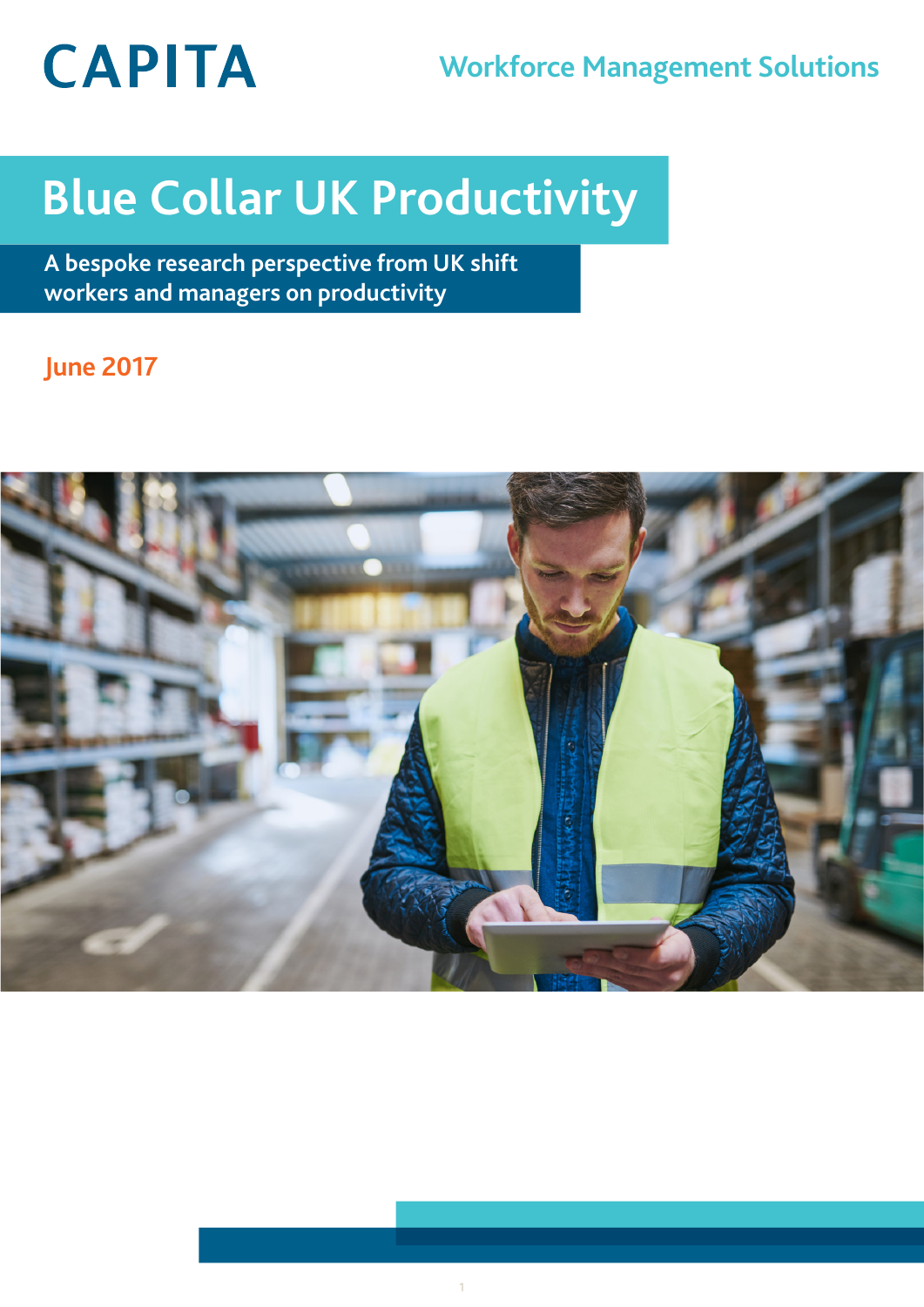CAPITA

Workforce Management Solutions

# Blue Collar UK Productivity

## A bespoke research perspective from UK shift workers and managers on productivity

June 2017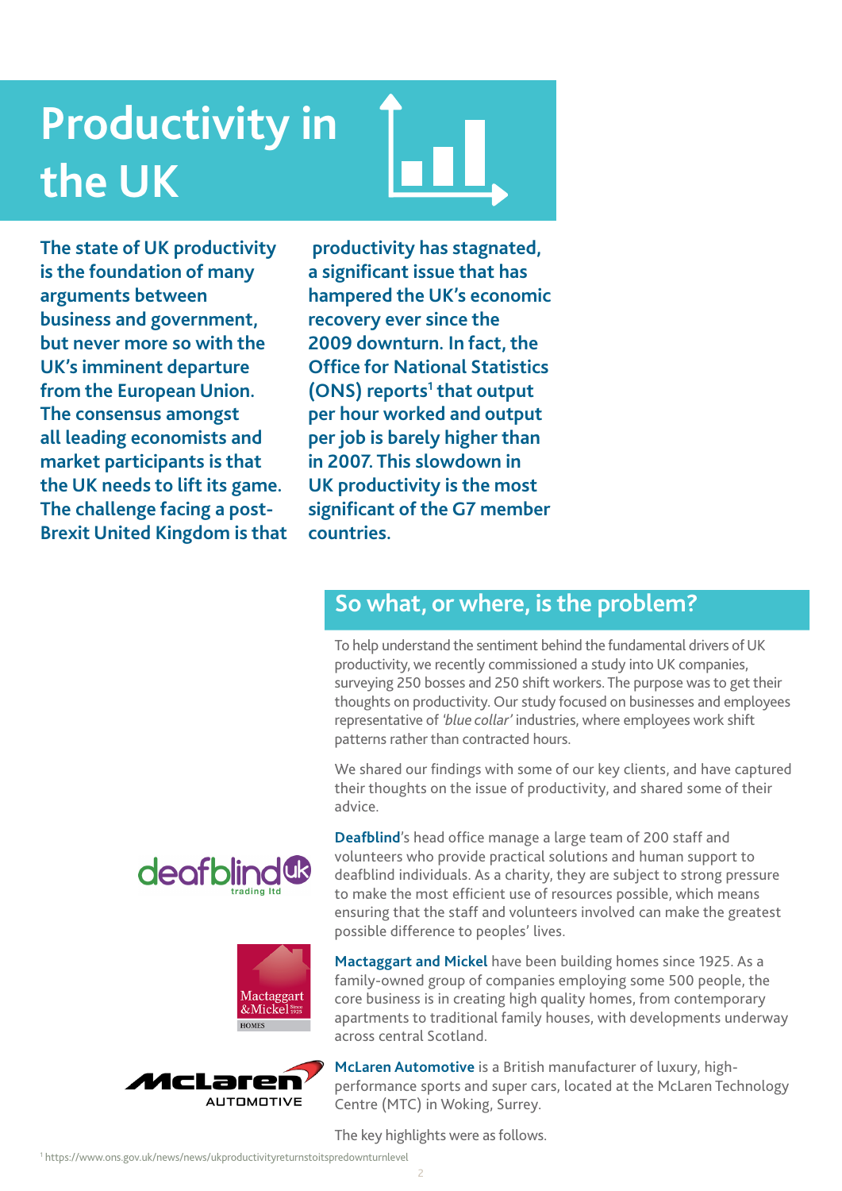# Productivity in the UK

**The state of UK productivity is the foundation of many arguments between business and government, but never more so with the UK's imminent departure from the European Union. The consensus amongst all leading economists and market participants is that the UK needs to lift its game. The challenge facing a post-Brexit United Kingdom is that productivity has stagnated, a significant issue that has hampered the UK's economic recovery ever since the 2009 downturn. In fact, the Office for National Statistics (ONS) reports[1] that output per hour worked and output per job is barely higher than in 2007. This slowdown in UK productivity is the most significant of the G7 member countries.**

## So what, or where, is the problem?

To help understand the sentiment behind the fundamental drivers of UK productivity, we recently commissioned a study into UK companies, surveying 250 bosses and 250 shift workers. The purpose was to get their thoughts on productivity. Our study focused on businesses and employees representative of *'blue collar'* industries, where employees work shift patterns rather than contracted hours.

We shared our findings with some of our key clients, and have captured their thoughts on the issue of productivity, and shared some of their advice.

**Deafblind**'s head office manage a large team of 200 staff and volunteers who provide practical solutions and human support to deafblind individuals. As a charity, they are subject to strong pressure to make the most efficient use of resources possible, which means ensuring that the staff and volunteers involved can make the greatest possible difference to peoples' lives.

**Mactaggart and Mickel** have been building homes since 1925. As a family-owned group of companies employing some 500 people, the core business is in creating high quality homes, from contemporary apartments to traditional family houses, with developments underway across central Scotland.

**McLaren Automotive** is a British manufacturer of luxury, high-performance sports and super cars, located at the McLaren Technology Centre (MTC) in Woking, Surrey.

The key highlights were as follows.

[1] https://www.ons.gov.uk/news/news/ukproductivityreturnstoitspredownturnlevel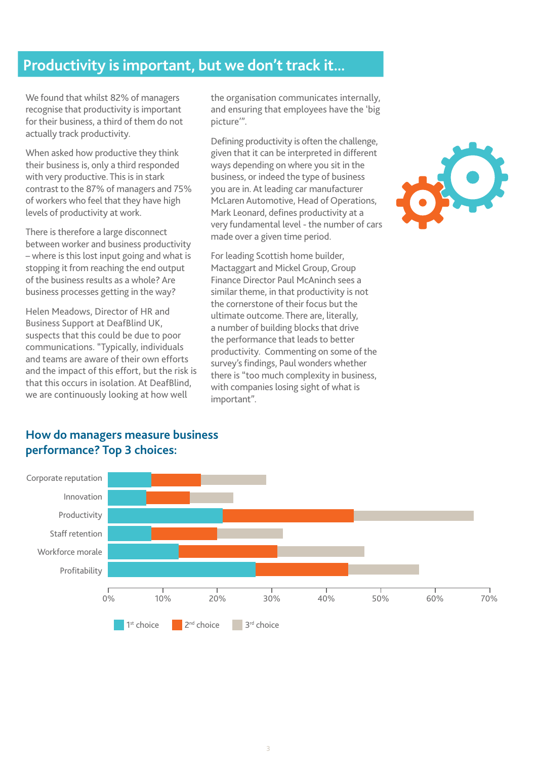## Productivity is important, but we don't track it...

We found that whilst 82% of managers recognise that productivity is important for their business, a third of them do not actually track productivity.

When asked how productive they think their business is, only a third responded with very productive. This is in stark contrast to the 87% of managers and 75% of workers who feel that they have high levels of productivity at work.

There is therefore a large disconnect between worker and business productivity – where is this lost input going and what is stopping it from reaching the end output of the business results as a whole? Are business processes getting in the way?

Helen Meadows, Director of HR and Business Support at DeafBlind UK, suspects that this could be due to poor communications. "Typically, individuals and teams are aware of their own efforts and the impact of this effort, but the risk is that this occurs in isolation. At DeafBlind, we are continuously looking at how well the organisation communicates internally, and ensuring that employees have the 'big picture'".

Defining productivity is often the challenge, given that it can be interpreted in different ways depending on where you sit in the business, or indeed the type of business you are in. At leading car manufacturer McLaren Automotive, Head of Operations, Mark Leonard, defines productivity at a very fundamental level - the number of cars made over a given time period.

For leading Scottish home builder, Mactaggart and Mickel Group, Group Finance Director Paul McAninch sees a similar theme, in that productivity is not the cornerstone of their focus but the ultimate outcome. There are, literally, a number of building blocks that drive the performance that leads to better productivity. Commenting on some of the survey's findings, Paul wonders whether there is "too much complexity in business, with companies losing sight of what is important".

### How do managers measure business performance? Top 3 choices:

| | 1st choice | 2nd choice | 3rd choice |
|---|---|---|---|
| Corporate reputation | 8% | 9% | 12% |
| Innovation | 7% | 8% | 8% |
| Productivity | 21% | 24% | 22% |
| Staff retention | 8% | 12% | 12% |
| Workforce morale | 13% | 18% | 16% |
| Profitability | 27% | 17% | 13% |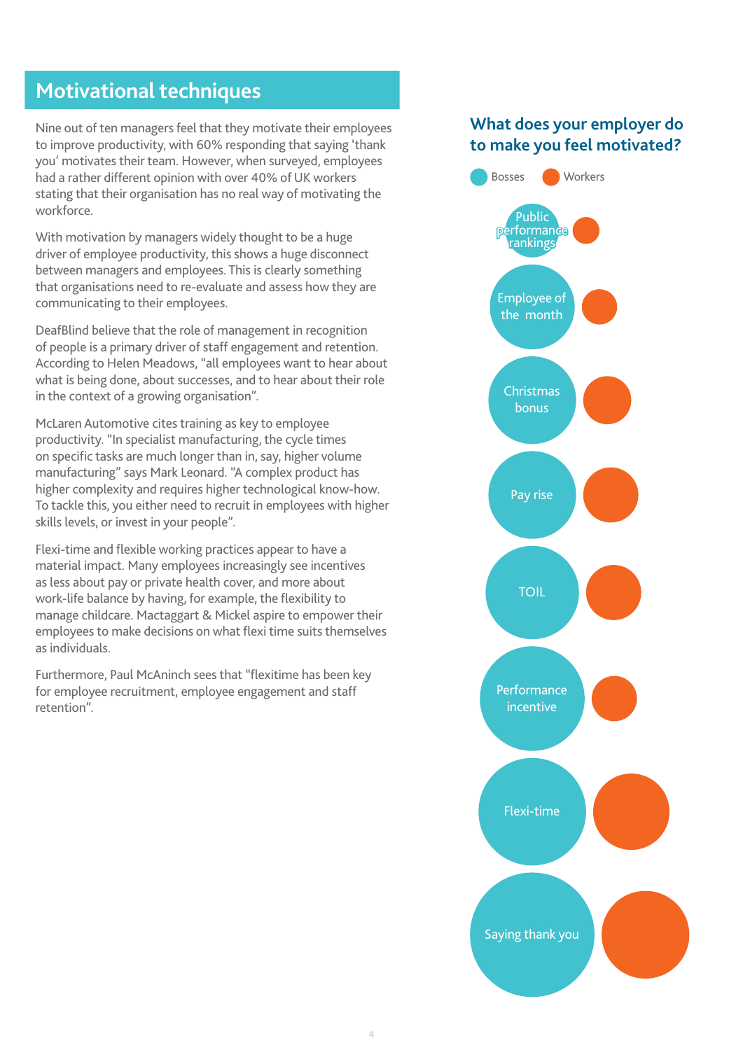## Motivational techniques

Nine out of ten managers feel that they motivate their employees to improve productivity, with 60% responding that saying 'thank you' motivates their team. However, when surveyed, employees had a rather different opinion with over 40% of UK workers stating that their organisation has no real way of motivating the workforce.

With motivation by managers widely thought to be a huge driver of employee productivity, this shows a huge disconnect between managers and employees. This is clearly something that organisations need to re-evaluate and assess how they are communicating to their employees.

DeafBlind believe that the role of management in recognition of people is a primary driver of staff engagement and retention. According to Helen Meadows, "all employees want to hear about what is being done, about successes, and to hear about their role in the context of a growing organisation".

McLaren Automotive cites training as key to employee productivity. "In specialist manufacturing, the cycle times on specific tasks are much longer than in, say, higher volume manufacturing" says Mark Leonard. "A complex product has higher complexity and requires higher technological know-how. To tackle this, you either need to recruit in employees with higher skills levels, or invest in your people".

Flexi-time and flexible working practices appear to have a material impact. Many employees increasingly see incentives as less about pay or private health cover, and more about work-life balance by having, for example, the flexibility to manage childcare. Mactaggart & Mickel aspire to empower their employees to make decisions on what flexi time suits themselves as individuals.

Furthermore, Paul McAninch sees that "flexitime has been key for employee recruitment, employee engagement and staff retention".

### What does your employer do to make you feel motivated?

Bosses / Workers

- Public performance rankings
- Employee of the month
- Christmas bonus
- Pay rise
- TOIL
- Performance incentive
- Flexi-time
- Saying thank you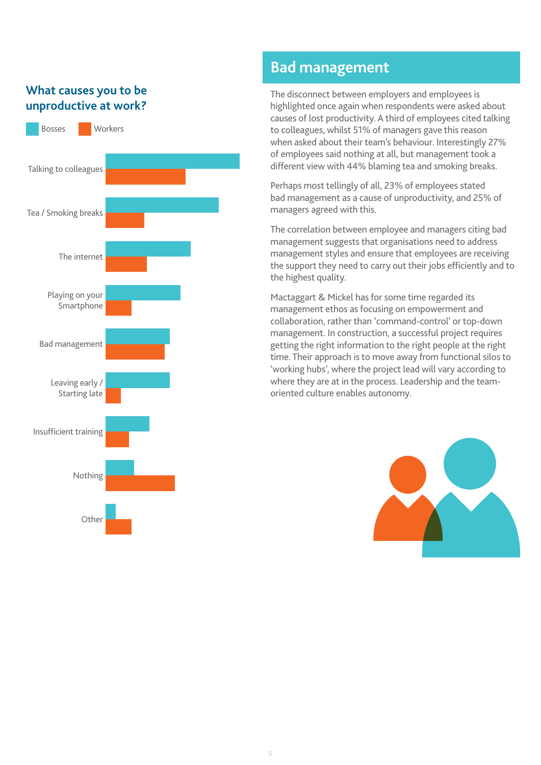### What causes you to be unproductive at work?

Bosses | Workers

- Talking to colleagues
- Tea / Smoking breaks
- The internet
- Playing on your Smartphone
- Bad management
- Leaving early / Starting late
- Insufficient training
- Nothing
- Other

## Bad management

The disconnect between employers and employees is highlighted once again when respondents were asked about causes of lost productivity. A third of employees cited talking to colleagues, whilst 51% of managers gave this reason when asked about their team's behaviour. Interestingly 27% of employees said nothing at all, but management took a different view with 44% blaming tea and smoking breaks.

Perhaps most tellingly of all, 23% of employees stated bad management as a cause of unproductivity, and 25% of managers agreed with this.

The correlation between employee and managers citing bad management suggests that organisations need to address management styles and ensure that employees are receiving the support they need to carry out their jobs efficiently and to the highest quality.

Mactaggart & Mickel has for some time regarded its management ethos as focusing on empowerment and collaboration, rather than 'command-control' or top-down management. In construction, a successful project requires getting the right information to the right people at the right time. Their approach is to move away from functional silos to 'working hubs', where the project lead will vary according to where they are at in the process. Leadership and the team-oriented culture enables autonomy.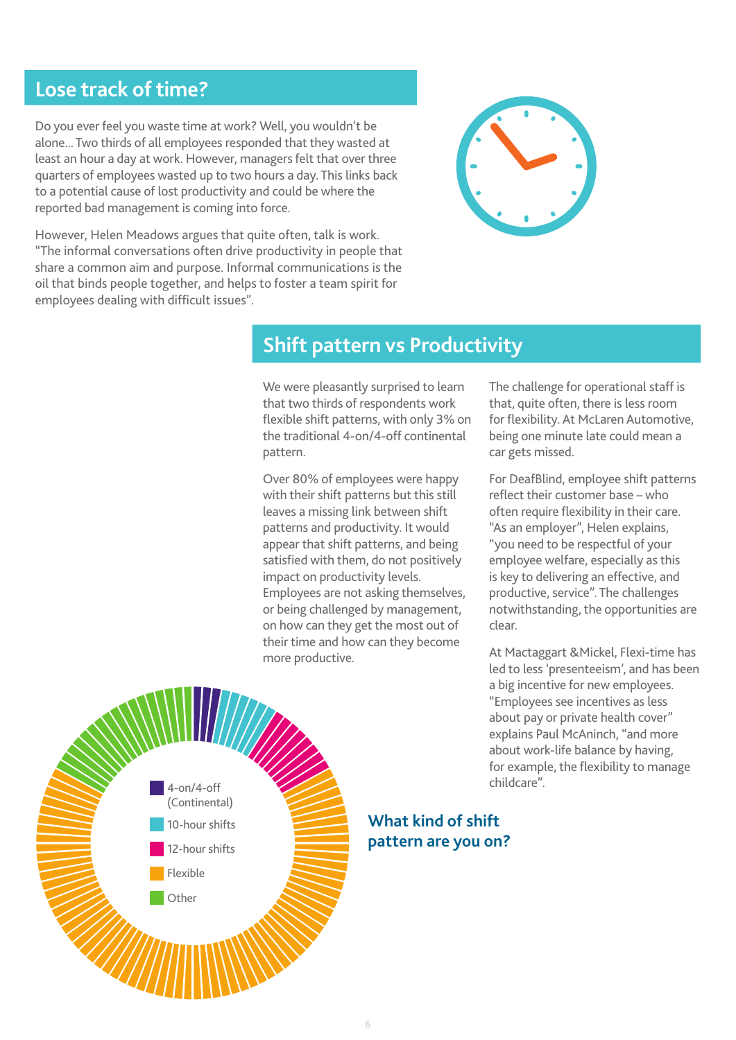## Lose track of time?

Do you ever feel you waste time at work? Well, you wouldn't be alone... Two thirds of all employees responded that they wasted at least an hour a day at work. However, managers felt that over three quarters of employees wasted up to two hours a day. This links back to a potential cause of lost productivity and could be where the reported bad management is coming into force.

However, Helen Meadows argues that quite often, talk is work. "The informal conversations often drive productivity in people that share a common aim and purpose. Informal communications is the oil that binds people together, and helps to foster a team spirit for employees dealing with difficult issues".

## Shift pattern vs Productivity

We were pleasantly surprised to learn that two thirds of respondents work flexible shift patterns, with only 3% on the traditional 4-on/4-off continental pattern.

Over 80% of employees were happy with their shift patterns but this still leaves a missing link between shift patterns and productivity. It would appear that shift patterns, and being satisfied with them, do not positively impact on productivity levels. Employees are not asking themselves, or being challenged by management, on how can they get the most out of their time and how can they become more productive.

The challenge for operational staff is that, quite often, there is less room for flexibility. At McLaren Automotive, being one minute late could mean a car gets missed.

For DeafBlind, employee shift patterns reflect their customer base – who often require flexibility in their care. "As an employer", Helen explains, "you need to be respectful of your employee welfare, especially as this is key to delivering an effective, and productive, service". The challenges notwithstanding, the opportunities are clear.

At Mactaggart &Mickel, Flexi-time has led to less 'presenteeism', and has been a big incentive for new employees. "Employees see incentives as less about pay or private health cover" explains Paul McAninch, "and more about work-life balance by having, for example, the flexibility to manage childcare".

- 4-on/4-off (Continental)
- 10-hour shifts
- 12-hour shifts
- Flexible
- Other

### What kind of shift pattern are you on?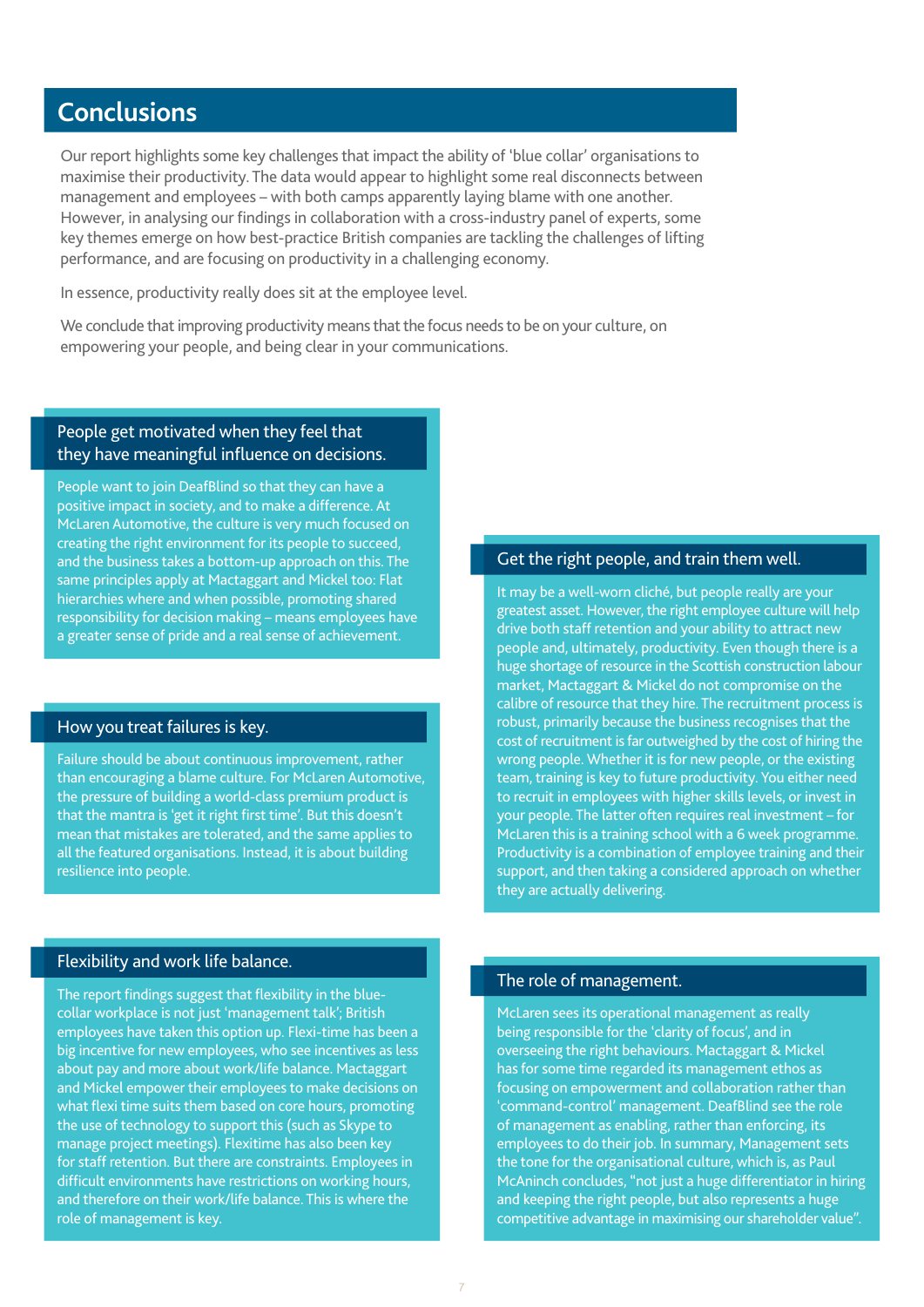# Conclusions

Our report highlights some key challenges that impact the ability of 'blue collar' organisations to maximise their productivity. The data would appear to highlight some real disconnects between management and employees – with both camps apparently laying blame with one another. However, in analysing our findings in collaboration with a cross-industry panel of experts, some key themes emerge on how best-practice British companies are tackling the challenges of lifting performance, and are focusing on productivity in a challenging economy.

In essence, productivity really does sit at the employee level.

We conclude that improving productivity means that the focus needs to be on your culture, on empowering your people, and being clear in your communications.

## People get motivated when they feel that they have meaningful influence on decisions.

People want to join DeafBlind so that they can have a positive impact in society, and to make a difference. At McLaren Automotive, the culture is very much focused on creating the right environment for its people to succeed, and the business takes a bottom-up approach on this. The same principles apply at Mactaggart and Mickel too: Flat hierarchies where and when possible, promoting shared responsibility for decision making – means employees have a greater sense of pride and a real sense of achievement.

## How you treat failures is key.

Failure should be about continuous improvement, rather than encouraging a blame culture. For McLaren Automotive, the pressure of building a world-class premium product is that the mantra is 'get it right first time'. But this doesn't mean that mistakes are tolerated, and the same applies to all the featured organisations. Instead, it is about building resilience into people.

## Flexibility and work life balance.

The report findings suggest that flexibility in the blue-collar workplace is not just 'management talk'; British employees have taken this option up. Flexi-time has been a big incentive for new employees, who see incentives as less about pay and more about work/life balance. Mactaggart and Mickel empower their employees to make decisions on what flexi time suits them based on core hours, promoting the use of technology to support this (such as Skype to manage project meetings). Flexitime has also been key for staff retention. But there are constraints. Employees in difficult environments have restrictions on working hours, and therefore on their work/life balance. This is where the role of management is key.

## Get the right people, and train them well.

It may be a well-worn cliché, but people really are your greatest asset. However, the right employee culture will help drive both staff retention and your ability to attract new people and, ultimately, productivity. Even though there is a huge shortage of resource in the Scottish construction labour market, Mactaggart & Mickel do not compromise on the calibre of resource that they hire. The recruitment process is robust, primarily because the business recognises that the cost of recruitment is far outweighed by the cost of hiring the wrong people. Whether it is for new people, or the existing team, training is key to future productivity. You either need to recruit in employees with higher skills levels, or invest in your people. The latter often requires real investment – for McLaren this is a training school with a 6 week programme. Productivity is a combination of employee training and their support, and then taking a considered approach on whether they are actually delivering.

## The role of management.

McLaren sees its operational management as really being responsible for the 'clarity of focus', and in overseeing the right behaviours. Mactaggart & Mickel has for some time regarded its management ethos as focusing on empowerment and collaboration rather than 'command-control' management. DeafBlind see the role of management as enabling, rather than enforcing, its employees to do their job. In summary, Management sets the tone for the organisational culture, which is, as Paul McAninch concludes, "not just a huge differentiator in hiring and keeping the right people, but also represents a huge competitive advantage in maximising our shareholder value".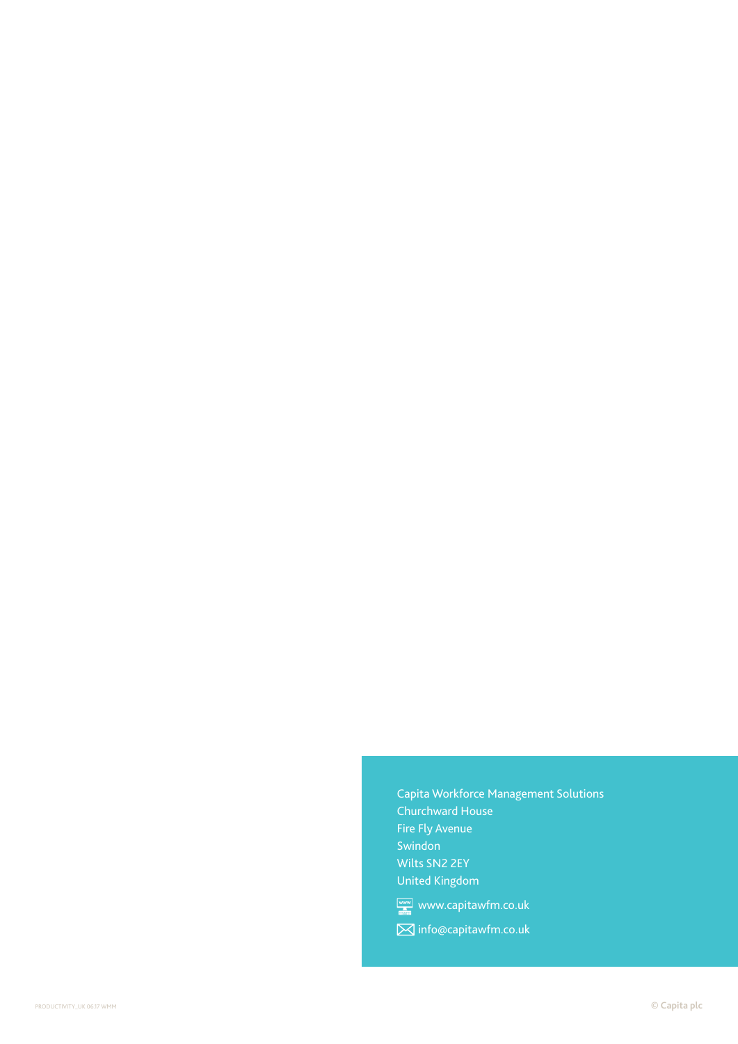Capita Workforce Management Solutions
Churchward House
Fire Fly Avenue
Swindon
Wilts SN2 2EY
United Kingdom

www.capitawfm.co.uk

info@capitawfm.co.uk

PRODUCTIVITY_UK 06.17 WMM

© Capita plc